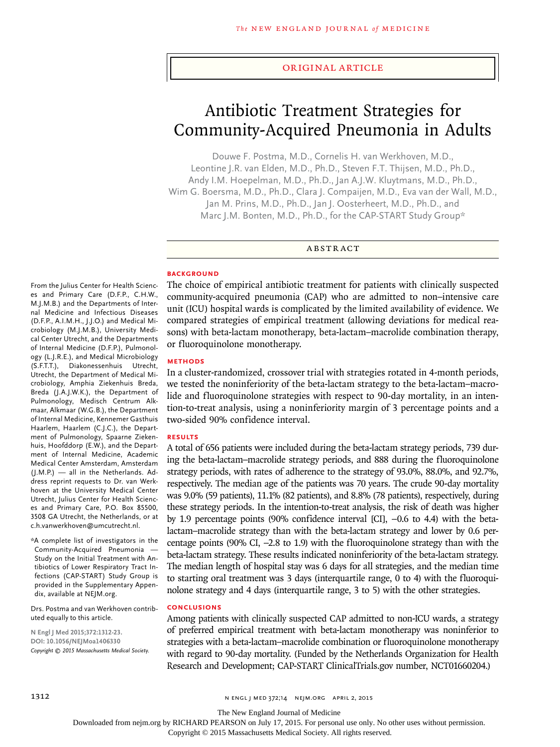ORIGINAL ARTICLE

# Antibiotic Treatment Strategies for Community-Acquired Pneumonia in Adults

Douwe F. Postma, M.D., Cornelis H. van Werkhoven, M.D., Leontine J.R. van Elden, M.D., Ph.D., Steven F.T. Thijsen, M.D., Ph.D., Andy I.M. Hoepelman, M.D., Ph.D., Jan A.J.W. Kluytmans, M.D., Ph.D., Wim G. Boersma, M.D., Ph.D., Clara J. Compaijen, M.D., Eva van der Wall, M.D., Jan M. Prins, M.D., Ph.D., Jan J. Oosterheert, M.D., Ph.D., and Marc J.M. Bonten, M.D., Ph.D., for the CAP-START Study Group*

## ABSTRACT

### BACKGROUND

The choice of empirical antibiotic treatment for patients with clinically suspected community-acquired pneumonia (CAP) who are admitted to non–intensive care unit (ICU) hospital wards is complicated by the limited availability of evidence. We compared strategies of empirical treatment (allowing deviations for medical reasons) with beta-lactam monotherapy, beta-lactam–macrolide combination therapy, or fluoroquinolone monotherapy.

### METHODS

In a cluster-randomized, crossover trial with strategies rotated in 4-month periods, we tested the noninferiority of the beta-lactam strategy to the beta-lactam–macrolide and fluoroquinolone strategies with respect to 90-day mortality, in an intention-to-treat analysis, using a noninferiority margin of 3 percentage points and a two-sided 90% confidence interval.

### RESULTS

A total of 656 patients were included during the beta-lactam strategy periods, 739 during the beta-lactam–macrolide strategy periods, and 888 during the fluoroquinolone strategy periods, with rates of adherence to the strategy of 93.0%, 88.0%, and 92.7%, respectively. The median age of the patients was 70 years. The crude 90-day mortality was 9.0% (59 patients), 11.1% (82 patients), and 8.8% (78 patients), respectively, during these strategy periods. In the intention-to-treat analysis, the risk of death was higher by 1.9 percentage points (90% confidence interval [CI], −0.6 to 4.4) with the beta-lactam–macrolide strategy than with the beta-lactam strategy and lower by 0.6 percentage points (90% CI, −2.8 to 1.9) with the fluoroquinolone strategy than with the beta-lactam strategy. These results indicated noninferiority of the beta-lactam strategy. The median length of hospital stay was 6 days for all strategies, and the median time to starting oral treatment was 3 days (interquartile range, 0 to 4) with the fluoroquinolone strategy and 4 days (interquartile range, 3 to 5) with the other strategies.

### CONCLUSIONS

Among patients with clinically suspected CAP admitted to non-ICU wards, a strategy of preferred empirical treatment with beta-lactam monotherapy was noninferior to strategies with a beta-lactam–macrolide combination or fluoroquinolone monotherapy with regard to 90-day mortality. (Funded by the Netherlands Organization for Health Research and Development; CAP-START ClinicalTrials.gov number, NCT01660204.)

From the Julius Center for Health Sciences and Primary Care (D.F.P., C.H.W., M.J.M.B.) and the Departments of Internal Medicine and Infectious Diseases (D.F.P., A.I.M.H., J.J.O.) and Medical Microbiology (M.J.M.B.), University Medical Center Utrecht, and the Departments of Internal Medicine (D.F.P.), Pulmonology (L.J.R.E.), and Medical Microbiology (S.F.T.T.), Diakonessenhuis Utrecht, Utrecht, the Department of Medical Microbiology, Amphia Ziekenhuis Breda, Breda (J.A.J.W.K.), the Department of Pulmonology, Medisch Centrum Alkmaar, Alkmaar (W.G.B.), the Department of Internal Medicine, Kennemer Gasthuis Haarlem, Haarlem (C.J.C.), the Department of Pulmonology, Spaarne Ziekenhuis, Hoofddorp (E.W.), and the Department of Internal Medicine, Academic Medical Center Amsterdam, Amsterdam (J.M.P.) — all in the Netherlands. Address reprint requests to Dr. van Werkhoven at the University Medical Center Utrecht, Julius Center for Health Sciences and Primary Care, P.O. Box 85500, 3508 GA Utrecht, the Netherlands, or at c.h.vanwerkhoven@umcutrecht.nl.

*A complete list of investigators in the Community-Acquired Pneumonia — Study on the Initial Treatment with Antibiotics of Lower Respiratory Tract Infections (CAP-START) Study Group is provided in the Supplementary Appendix, available at NEJM.org.

Drs. Postma and van Werkhoven contributed equally to this article.

**N Engl J Med 2015;372:1312-23.**
**DOI: 10.1056/NEJMoa1406330**
*Copyright © 2015 Massachusetts Medical Society.*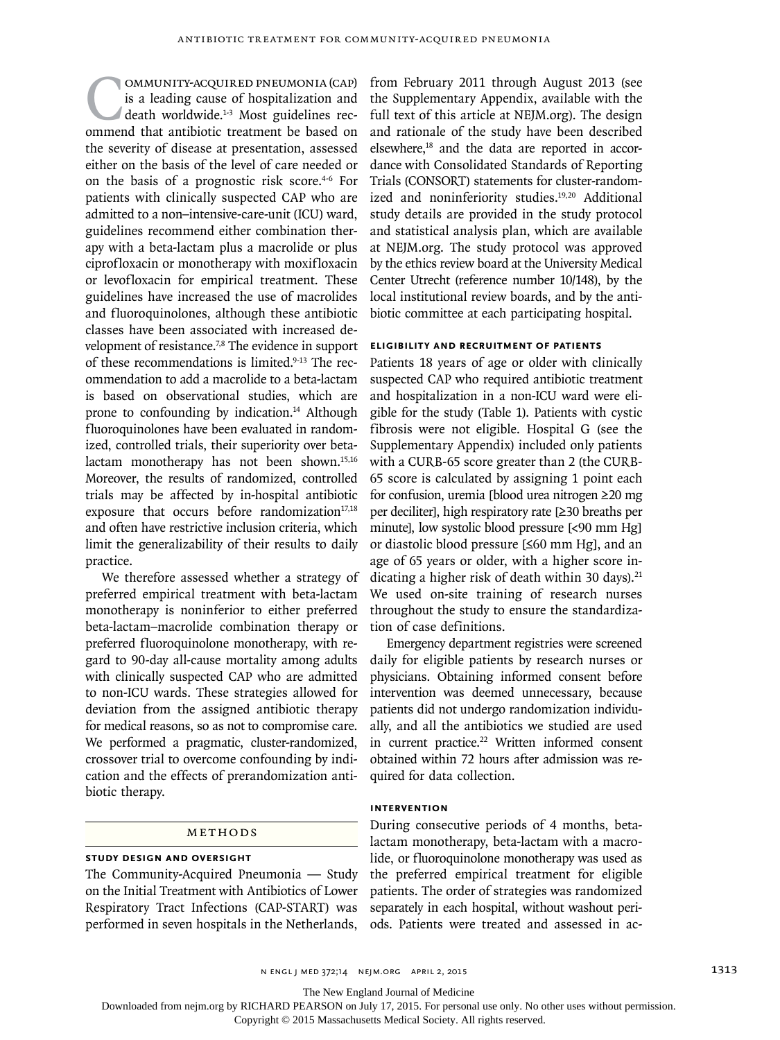Community-acquired pneumonia (CAP) is a leading cause of hospitalization and death worldwide.[1-3] Most guidelines recommend that antibiotic treatment be based on the severity of disease at presentation, assessed either on the basis of the level of care needed or on the basis of a prognostic risk score.[4-6] For patients with clinically suspected CAP who are admitted to a non–intensive-care-unit (ICU) ward, guidelines recommend either combination therapy with a beta-lactam plus a macrolide or plus ciprofloxacin or monotherapy with moxifloxacin or levofloxacin for empirical treatment. These guidelines have increased the use of macrolides and fluoroquinolones, although these antibiotic classes have been associated with increased development of resistance.[7,8] The evidence in support of these recommendations is limited.[9-13] The recommendation to add a macrolide to a beta-lactam is based on observational studies, which are prone to confounding by indication.[14] Although fluoroquinolones have been evaluated in randomized, controlled trials, their superiority over beta-lactam monotherapy has not been shown.[15,16] Moreover, the results of randomized, controlled trials may be affected by in-hospital antibiotic exposure that occurs before randomization[17,18] and often have restrictive inclusion criteria, which limit the generalizability of their results to daily practice.

We therefore assessed whether a strategy of preferred empirical treatment with beta-lactam monotherapy is noninferior to either preferred beta-lactam–macrolide combination therapy or preferred fluoroquinolone monotherapy, with regard to 90-day all-cause mortality among adults with clinically suspected CAP who are admitted to non-ICU wards. These strategies allowed for deviation from the assigned antibiotic therapy for medical reasons, so as not to compromise care. We performed a pragmatic, cluster-randomized, crossover trial to overcome confounding by indication and the effects of prerandomization antibiotic therapy.

## Methods

### Study Design and Oversight

The Community-Acquired Pneumonia — Study on the Initial Treatment with Antibiotics of Lower Respiratory Tract Infections (CAP-START) was performed in seven hospitals in the Netherlands, from February 2011 through August 2013 (see the Supplementary Appendix, available with the full text of this article at NEJM.org). The design and rationale of the study have been described elsewhere,[18] and the data are reported in accordance with Consolidated Standards of Reporting Trials (CONSORT) statements for cluster-randomized and noninferiority studies.[19,20] Additional study details are provided in the study protocol and statistical analysis plan, which are available at NEJM.org. The study protocol was approved by the ethics review board at the University Medical Center Utrecht (reference number 10/148), by the local institutional review boards, and by the antibiotic committee at each participating hospital.

### Eligibility and Recruitment of Patients

Patients 18 years of age or older with clinically suspected CAP who required antibiotic treatment and hospitalization in a non-ICU ward were eligible for the study (Table 1). Patients with cystic fibrosis were not eligible. Hospital G (see the Supplementary Appendix) included only patients with a CURB-65 score greater than 2 (the CURB-65 score is calculated by assigning 1 point each for confusion, uremia [blood urea nitrogen ≥20 mg per deciliter], high respiratory rate [≥30 breaths per minute], low systolic blood pressure [<90 mm Hg] or diastolic blood pressure [≤60 mm Hg], and an age of 65 years or older, with a higher score indicating a higher risk of death within 30 days).[21] We used on-site training of research nurses throughout the study to ensure the standardization of case definitions.

Emergency department registries were screened daily for eligible patients by research nurses or physicians. Obtaining informed consent before intervention was deemed unnecessary, because patients did not undergo randomization individually, and all the antibiotics we studied are used in current practice.[22] Written informed consent obtained within 72 hours after admission was required for data collection.

### Intervention

During consecutive periods of 4 months, beta-lactam monotherapy, beta-lactam with a macrolide, or fluoroquinolone monotherapy was used as the preferred empirical treatment for eligible patients. The order of strategies was randomized separately in each hospital, without washout periods. Patients were treated and assessed in ac-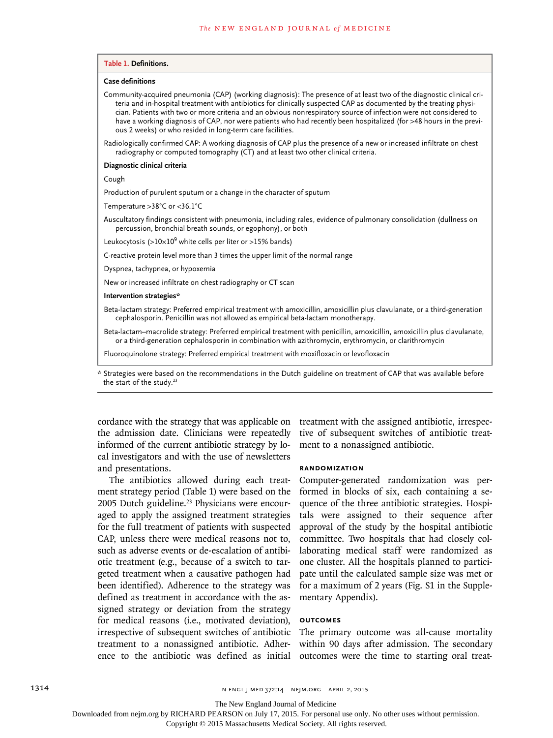**Table 1. Definitions.**

**Case definitions**

Community-acquired pneumonia (CAP) (working diagnosis): The presence of at least two of the diagnostic clinical criteria and in-hospital treatment with antibiotics for clinically suspected CAP as documented by the treating physician. Patients with two or more criteria and an obvious nonrespiratory source of infection were not considered to have a working diagnosis of CAP, nor were patients who had recently been hospitalized (for >48 hours in the previous 2 weeks) or who resided in long-term care facilities.

Radiologically confirmed CAP: A working diagnosis of CAP plus the presence of a new or increased infiltrate on chest radiography or computed tomography (CT) and at least two other clinical criteria.

**Diagnostic clinical criteria**

Cough

Production of purulent sputum or a change in the character of sputum

Temperature >38°C or <36.1°C

Auscultatory findings consistent with pneumonia, including rales, evidence of pulmonary consolidation (dullness on percussion, bronchial breath sounds, or egophony), or both

Leukocytosis (>$10 \times 10^9$ white cells per liter or >15% bands)

C-reactive protein level more than 3 times the upper limit of the normal range

Dyspnea, tachypnea, or hypoxemia

New or increased infiltrate on chest radiography or CT scan

**Intervention strategies***

Beta-lactam strategy: Preferred empirical treatment with amoxicillin, amoxicillin plus clavulanate, or a third-generation cephalosporin. Penicillin was not allowed as empirical beta-lactam monotherapy.

Beta-lactam–macrolide strategy: Preferred empirical treatment with penicillin, amoxicillin, amoxicillin plus clavulanate, or a third-generation cephalosporin in combination with azithromycin, erythromycin, or clarithromycin

Fluoroquinolone strategy: Preferred empirical treatment with moxifloxacin or levofloxacin

\* Strategies were based on the recommendations in the Dutch guideline on treatment of CAP that was available before the start of the study.[23]

cordance with the strategy that was applicable on the admission date. Clinicians were repeatedly informed of the current antibiotic strategy by local investigators and with the use of newsletters and presentations.

The antibiotics allowed during each treatment strategy period (Table 1) were based on the 2005 Dutch guideline.[23] Physicians were encouraged to apply the assigned treatment strategies for the full treatment of patients with suspected CAP, unless there were medical reasons not to, such as adverse events or de-escalation of antibiotic treatment (e.g., because of a switch to targeted treatment when a causative pathogen had been identified). Adherence to the strategy was defined as treatment in accordance with the assigned strategy or deviation from the strategy for medical reasons (i.e., motivated deviation), irrespective of subsequent switches of antibiotic treatment to a nonassigned antibiotic. Adherence to the antibiotic was defined as initial treatment with the assigned antibiotic, irrespective of subsequent switches of antibiotic treatment to a nonassigned antibiotic.

### RANDOMIZATION

Computer-generated randomization was performed in blocks of six, each containing a sequence of the three antibiotic strategies. Hospitals were assigned to their sequence after approval of the study by the hospital antibiotic committee. Two hospitals that had closely collaborating medical staff were randomized as one cluster. All the hospitals planned to participate until the calculated sample size was met or for a maximum of 2 years (Fig. S1 in the Supplementary Appendix).

### OUTCOMES

The primary outcome was all-cause mortality within 90 days after admission. The secondary outcomes were the time to starting oral treat-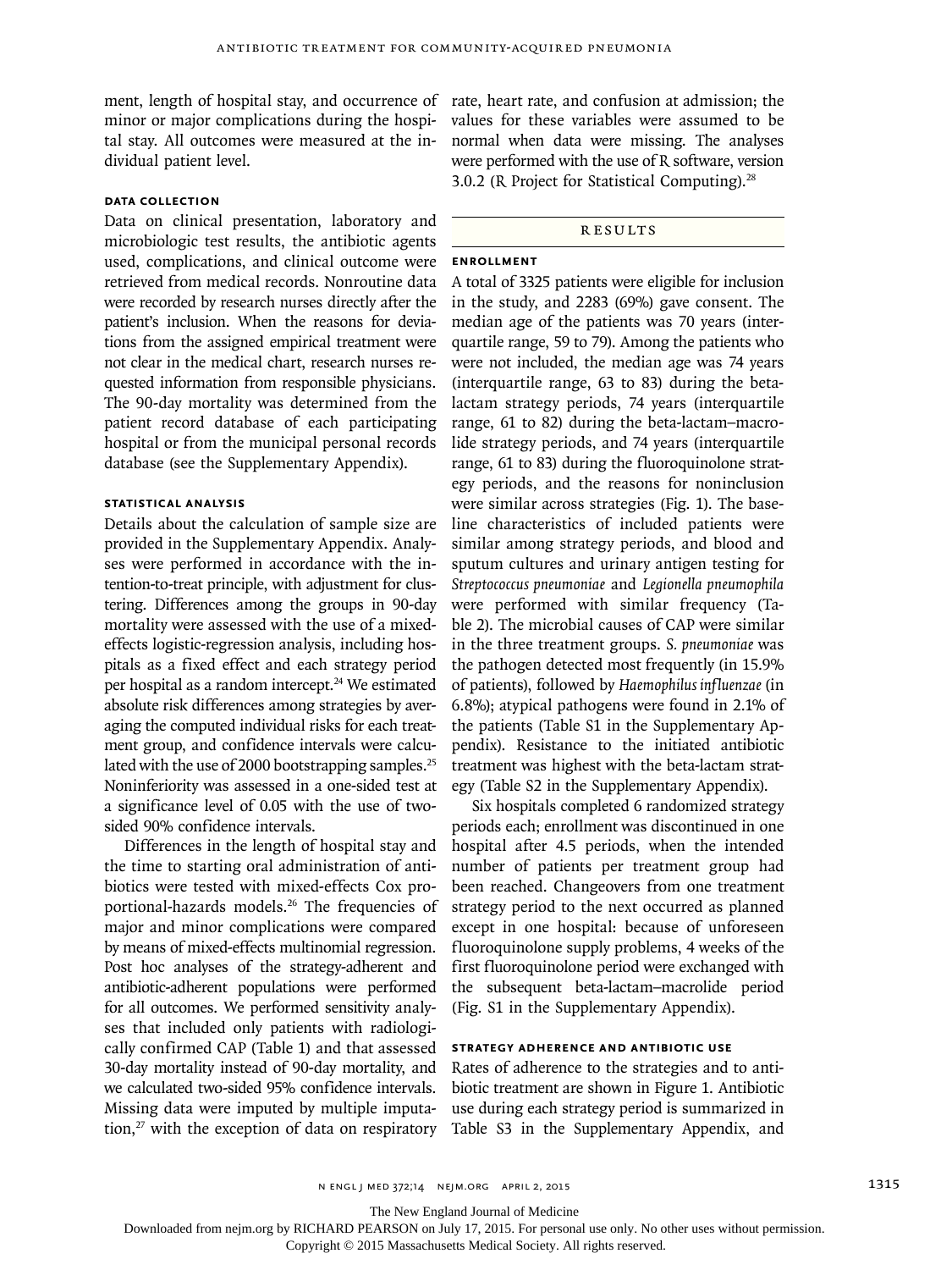ment, length of hospital stay, and occurrence of minor or major complications during the hospital stay. All outcomes were measured at the individual patient level.

### Data Collection

Data on clinical presentation, laboratory and microbiologic test results, the antibiotic agents used, complications, and clinical outcome were retrieved from medical records. Nonroutine data were recorded by research nurses directly after the patient's inclusion. When the reasons for deviations from the assigned empirical treatment were not clear in the medical chart, research nurses requested information from responsible physicians. The 90-day mortality was determined from the patient record database of each participating hospital or from the municipal personal records database (see the Supplementary Appendix).

### Statistical Analysis

Details about the calculation of sample size are provided in the Supplementary Appendix. Analyses were performed in accordance with the intention-to-treat principle, with adjustment for clustering. Differences among the groups in 90-day mortality were assessed with the use of a mixed-effects logistic-regression analysis, including hospitals as a fixed effect and each strategy period per hospital as a random intercept.[24] We estimated absolute risk differences among strategies by averaging the computed individual risks for each treatment group, and confidence intervals were calculated with the use of 2000 bootstrapping samples.[25] Noninferiority was assessed in a one-sided test at a significance level of 0.05 with the use of two-sided 90% confidence intervals.

Differences in the length of hospital stay and the time to starting oral administration of antibiotics were tested with mixed-effects Cox proportional-hazards models.[26] The frequencies of major and minor complications were compared by means of mixed-effects multinomial regression. Post hoc analyses of the strategy-adherent and antibiotic-adherent populations were performed for all outcomes. We performed sensitivity analyses that included only patients with radiologically confirmed CAP (Table 1) and that assessed 30-day mortality instead of 90-day mortality, and we calculated two-sided 95% confidence intervals. Missing data were imputed by multiple imputation,[27] with the exception of data on respiratory rate, heart rate, and confusion at admission; the values for these variables were assumed to be normal when data were missing. The analyses were performed with the use of R software, version 3.0.2 (R Project for Statistical Computing).[28]

## Results

### Enrollment

A total of 3325 patients were eligible for inclusion in the study, and 2283 (69%) gave consent. The median age of the patients was 70 years (interquartile range, 59 to 79). Among the patients who were not included, the median age was 74 years (interquartile range, 63 to 83) during the beta-lactam strategy periods, 74 years (interquartile range, 61 to 82) during the beta-lactam–macrolide strategy periods, and 74 years (interquartile range, 61 to 83) during the fluoroquinolone strategy periods, and the reasons for noninclusion were similar across strategies (Fig. 1). The baseline characteristics of included patients were similar among strategy periods, and blood and sputum cultures and urinary antigen testing for *Streptococcus pneumoniae* and *Legionella pneumophila* were performed with similar frequency (Table 2). The microbial causes of CAP were similar in the three treatment groups. *S. pneumoniae* was the pathogen detected most frequently (in 15.9% of patients), followed by *Haemophilus influenzae* (in 6.8%); atypical pathogens were found in 2.1% of the patients (Table S1 in the Supplementary Appendix). Resistance to the initiated antibiotic treatment was highest with the beta-lactam strategy (Table S2 in the Supplementary Appendix).

Six hospitals completed 6 randomized strategy periods each; enrollment was discontinued in one hospital after 4.5 periods, when the intended number of patients per treatment group had been reached. Changeovers from one treatment strategy period to the next occurred as planned except in one hospital: because of unforeseen fluoroquinolone supply problems, 4 weeks of the first fluoroquinolone period were exchanged with the subsequent beta-lactam–macrolide period (Fig. S1 in the Supplementary Appendix).

### Strategy Adherence and Antibiotic Use

Rates of adherence to the strategies and to antibiotic treatment are shown in Figure 1. Antibiotic use during each strategy period is summarized in Table S3 in the Supplementary Appendix, and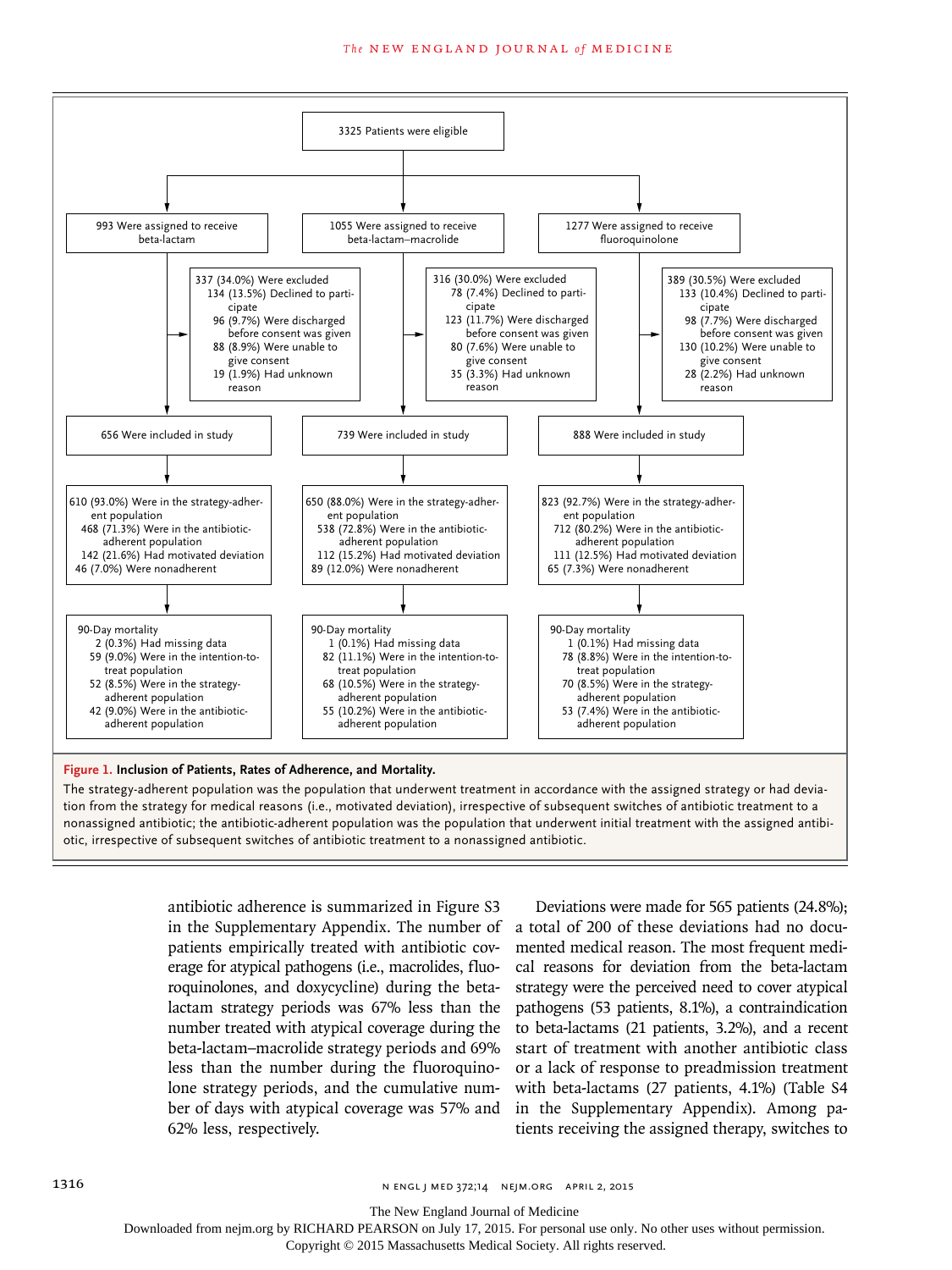3325 Patients were eligible

**Beta-lactam**

- 993 Were assigned to receive beta-lactam
- 337 (34.0%) Were excluded
  - 134 (13.5%) Declined to participate
  - 96 (9.7%) Were discharged before consent was given
  - 88 (8.9%) Were unable to give consent
  - 19 (1.9%) Had unknown reason
- 656 Were included in study
- 610 (93.0%) Were in the strategy-adherent population
  - 468 (71.3%) Were in the antibiotic-adherent population
  - 142 (21.6%) Had motivated deviation
- 46 (7.0%) Were nonadherent
- 90-Day mortality
  - 2 (0.3%) Had missing data
  - 59 (9.0%) Were in the intention-to-treat population
  - 52 (8.5%) Were in the strategy-adherent population
  - 42 (9.0%) Were in the antibiotic-adherent population

**Beta-lactam–macrolide**

- 1055 Were assigned to receive beta-lactam–macrolide
- 316 (30.0%) Were excluded
  - 78 (7.4%) Declined to participate
  - 123 (11.7%) Were discharged before consent was given
  - 80 (7.6%) Were unable to give consent
  - 35 (3.3%) Had unknown reason
- 739 Were included in study
- 650 (88.0%) Were in the strategy-adherent population
  - 538 (72.8%) Were in the antibiotic-adherent population
  - 112 (15.2%) Had motivated deviation
- 89 (12.0%) Were nonadherent
- 90-Day mortality
  - 1 (0.1%) Had missing data
  - 82 (11.1%) Were in the intention-to-treat population
  - 68 (10.5%) Were in the strategy-adherent population
  - 55 (10.2%) Were in the antibiotic-adherent population

**Fluoroquinolone**

- 1277 Were assigned to receive fluoroquinolone
- 389 (30.5%) Were excluded
  - 133 (10.4%) Declined to participate
  - 98 (7.7%) Were discharged before consent was given
  - 130 (10.2%) Were unable to give consent
  - 28 (2.2%) Had unknown reason
- 888 Were included in study
- 823 (92.7%) Were in the strategy-adherent population
  - 712 (80.2%) Were in the antibiotic-adherent population
  - 111 (12.5%) Had motivated deviation
- 65 (7.3%) Were nonadherent
- 90-Day mortality
  - 1 (0.1%) Had missing data
  - 78 (8.8%) Were in the intention-to-treat population
  - 70 (8.5%) Were in the strategy-adherent population
  - 53 (7.4%) Were in the antibiotic-adherent population

**Figure 1. Inclusion of Patients, Rates of Adherence, and Mortality.**

The strategy-adherent population was the population that underwent treatment in accordance with the assigned strategy or had deviation from the strategy for medical reasons (i.e., motivated deviation), irrespective of subsequent switches of antibiotic treatment to a nonassigned antibiotic; the antibiotic-adherent population was the population that underwent initial treatment with the assigned antibiotic, irrespective of subsequent switches of antibiotic treatment to a nonassigned antibiotic.

antibiotic adherence is summarized in Figure S3 in the Supplementary Appendix. The number of patients empirically treated with antibiotic coverage for atypical pathogens (i.e., macrolides, fluoroquinolones, and doxycycline) during the beta-lactam strategy periods was 67% less than the number treated with atypical coverage during the beta-lactam–macrolide strategy periods and 69% less than the number during the fluoroquinolone strategy periods, and the cumulative number of days with atypical coverage was 57% and 62% less, respectively.

Deviations were made for 565 patients (24.8%); a total of 200 of these deviations had no documented medical reason. The most frequent medical reasons for deviation from the beta-lactam strategy were the perceived need to cover atypical pathogens (53 patients, 8.1%), a contraindication to beta-lactams (21 patients, 3.2%), and a recent start of treatment with another antibiotic class or a lack of response to preadmission treatment with beta-lactams (27 patients, 4.1%) (Table S4 in the Supplementary Appendix). Among patients receiving the assigned therapy, switches to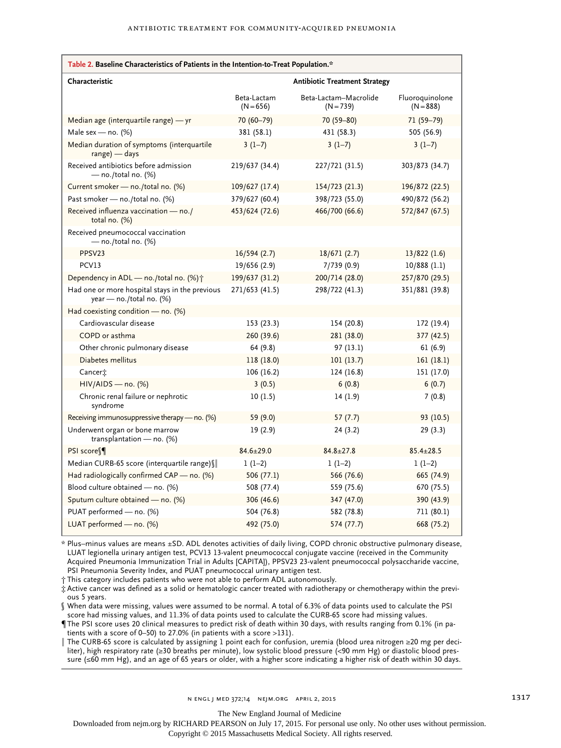**Table 2. Baseline Characteristics of Patients in the Intention-to-Treat Population.***

| Characteristic | Antibiotic Treatment Strategy | | |
|---|---|---|---|
| | Beta-Lactam (N=656) | Beta-Lactam–Macrolide (N=739) | Fluoroquinolone (N=888) |
| Median age (interquartile range) — yr | 70 (60–79) | 70 (59–80) | 71 (59–79) |
| Male sex — no. (%) | 381 (58.1) | 431 (58.3) | 505 (56.9) |
| Median duration of symptoms (interquartile range) — days | 3 (1–7) | 3 (1–7) | 3 (1–7) |
| Received antibiotics before admission — no./total no. (%) | 219/637 (34.4) | 227/721 (31.5) | 303/873 (34.7) |
| Current smoker — no./total no. (%) | 109/627 (17.4) | 154/723 (21.3) | 196/872 (22.5) |
| Past smoker — no./total no. (%) | 379/627 (60.4) | 398/723 (55.0) | 490/872 (56.2) |
| Received influenza vaccination — no./total no. (%) | 453/624 (72.6) | 466/700 (66.6) | 572/847 (67.5) |
| Received pneumococcal vaccination — no./total no. (%) | | | |
| PPSV23 | 16/594 (2.7) | 18/671 (2.7) | 13/822 (1.6) |
| PCV13 | 19/656 (2.9) | 7/739 (0.9) | 10/888 (1.1) |
| Dependency in ADL — no./total no. (%)† | 199/637 (31.2) | 200/714 (28.0) | 257/870 (29.5) |
| Had one or more hospital stays in the previous year — no./total no. (%) | 271/653 (41.5) | 298/722 (41.3) | 351/881 (39.8) |
| Had coexisting condition — no. (%) | | | |
| Cardiovascular disease | 153 (23.3) | 154 (20.8) | 172 (19.4) |
| COPD or asthma | 260 (39.6) | 281 (38.0) | 377 (42.5) |
| Other chronic pulmonary disease | 64 (9.8) | 97 (13.1) | 61 (6.9) |
| Diabetes mellitus | 118 (18.0) | 101 (13.7) | 161 (18.1) |
| Cancer‡ | 106 (16.2) | 124 (16.8) | 151 (17.0) |
| HIV/AIDS — no. (%) | 3 (0.5) | 6 (0.8) | 6 (0.7) |
| Chronic renal failure or nephrotic syndrome | 10 (1.5) | 14 (1.9) | 7 (0.8) |
| Receiving immunosuppressive therapy — no. (%) | 59 (9.0) | 57 (7.7) | 93 (10.5) |
| Underwent organ or bone marrow transplantation — no. (%) | 19 (2.9) | 24 (3.2) | 29 (3.3) |
| PSI score§¶ | 84.6±29.0 | 84.8±27.8 | 85.4±28.5 |
| Median CURB-65 score (interquartile range)§‖ | 1 (1–2) | 1 (1–2) | 1 (1–2) |
| Had radiologically confirmed CAP — no. (%) | 506 (77.1) | 566 (76.6) | 665 (74.9) |
| Blood culture obtained — no. (%) | 508 (77.4) | 559 (75.6) | 670 (75.5) |
| Sputum culture obtained — no. (%) | 306 (46.6) | 347 (47.0) | 390 (43.9) |
| PUAT performed — no. (%) | 504 (76.8) | 582 (78.8) | 711 (80.1) |
| LUAT performed — no. (%) | 492 (75.0) | 574 (77.7) | 668 (75.2) |

\* Plus–minus values are means ±SD. ADL denotes activities of daily living, COPD chronic obstructive pulmonary disease, LUAT legionella urinary antigen test, PCV13 13-valent pneumococcal conjugate vaccine (received in the Community Acquired Pneumonia Immunization Trial in Adults [CAPITA]), PPSV23 23-valent pneumococcal polysaccharide vaccine, PSI Pneumonia Severity Index, and PUAT pneumococcal urinary antigen test.

† This category includes patients who were not able to perform ADL autonomously.

‡ Active cancer was defined as a solid or hematologic cancer treated with radiotherapy or chemotherapy within the previous 5 years.

§ When data were missing, values were assumed to be normal. A total of 6.3% of data points used to calculate the PSI score had missing values, and 11.3% of data points used to calculate the CURB-65 score had missing values.

¶ The PSI score uses 20 clinical measures to predict risk of death within 30 days, with results ranging from 0.1% (in patients with a score of 0–50) to 27.0% (in patients with a score >131).

‖ The CURB-65 score is calculated by assigning 1 point each for confusion, uremia (blood urea nitrogen ≥20 mg per deciliter), high respiratory rate (≥30 breaths per minute), low systolic blood pressure (<90 mm Hg) or diastolic blood pressure (≤60 mm Hg), and an age of 65 years or older, with a higher score indicating a higher risk of death within 30 days.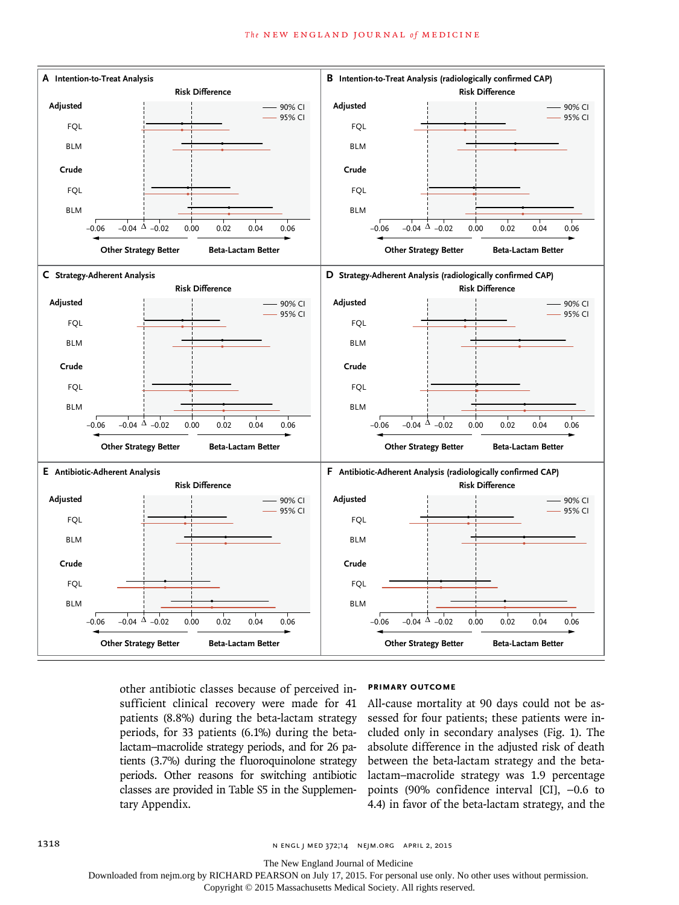A Intention-to-Treat Analysis

Risk Difference

Adjusted: FQL, BLM

Crude: FQL, BLM

−0.06 −0.04 Δ −0.02 0.00 0.02 0.04 0.06

Other Strategy Better — Beta-Lactam Better

90% CI / 95% CI

B Intention-to-Treat Analysis (radiologically confirmed CAP)

C Strategy-Adherent Analysis

D Strategy-Adherent Analysis (radiologically confirmed CAP)

E Antibiotic-Adherent Analysis

F Antibiotic-Adherent Analysis (radiologically confirmed CAP)

other antibiotic classes because of perceived insufficient clinical recovery were made for 41 patients (8.8%) during the beta-lactam strategy periods, for 33 patients (6.1%) during the beta-lactam–macrolide strategy periods, and for 26 patients (3.7%) during the fluoroquinolone strategy periods. Other reasons for switching antibiotic classes are provided in Table S5 in the Supplementary Appendix.

### PRIMARY OUTCOME

All-cause mortality at 90 days could not be assessed for four patients; these patients were included only in secondary analyses (Fig. 1). The absolute difference in the adjusted risk of death between the beta-lactam strategy and the beta-lactam–macrolide strategy was 1.9 percentage points (90% confidence interval [CI], −0.6 to 4.4) in favor of the beta-lactam strategy, and the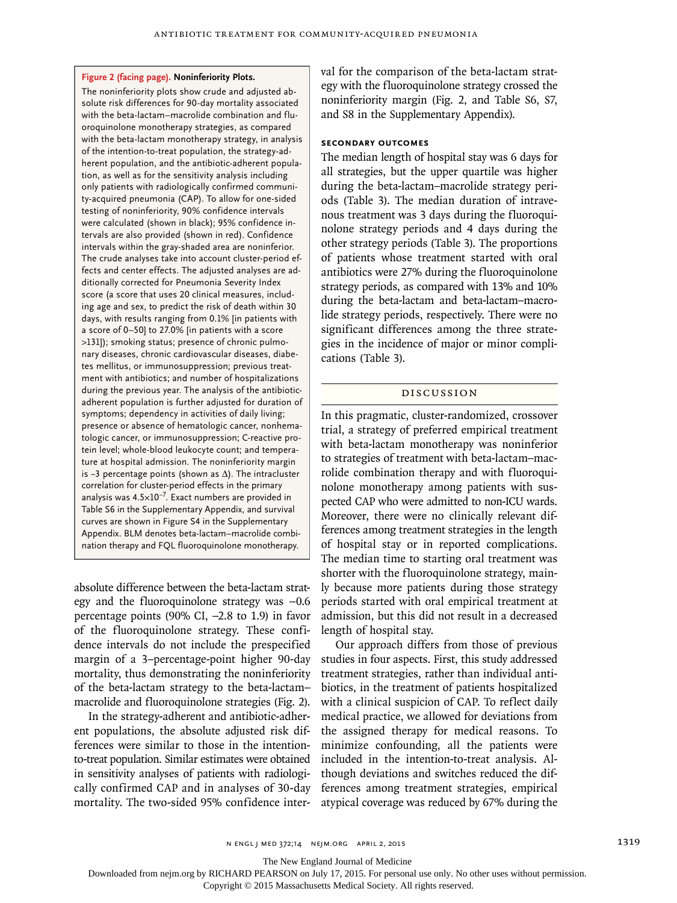**Figure 2 (facing page). Noninferiority Plots.**

The noninferiority plots show crude and adjusted absolute risk differences for 90-day mortality associated with the beta-lactam–macrolide combination and fluoroquinolone monotherapy strategies, as compared with the beta-lactam monotherapy strategy, in analysis of the intention-to-treat population, the strategy-adherent population, and the antibiotic-adherent population, as well as for the sensitivity analysis including only patients with radiologically confirmed community-acquired pneumonia (CAP). To allow for one-sided testing of noninferiority, 90% confidence intervals were calculated (shown in black); 95% confidence intervals are also provided (shown in red). Confidence intervals within the gray-shaded area are noninferior. The crude analyses take into account cluster-period effects and center effects. The adjusted analyses are additionally corrected for Pneumonia Severity Index score (a score that uses 20 clinical measures, including age and sex, to predict the risk of death within 30 days, with results ranging from 0.1% [in patients with a score of 0–50] to 27.0% [in patients with a score >131]); smoking status; presence of chronic pulmonary diseases, chronic cardiovascular diseases, diabetes mellitus, or immunosuppression; previous treatment with antibiotics; and number of hospitalizations during the previous year. The analysis of the antibiotic-adherent population is further adjusted for duration of symptoms; dependency in activities of daily living; presence or absence of hematologic cancer, nonhematologic cancer, or immunosuppression; C-reactive protein level; whole-blood leukocyte count; and temperature at hospital admission. The noninferiority margin is −3 percentage points (shown as Δ). The intracluster correlation for cluster-period effects in the primary analysis was $4.5\times10^{-7}$. Exact numbers are provided in Table S6 in the Supplementary Appendix, and survival curves are shown in Figure S4 in the Supplementary Appendix. BLM denotes beta-lactam–macrolide combination therapy and FQL fluoroquinolone monotherapy.

absolute difference between the beta-lactam strategy and the fluoroquinolone strategy was −0.6 percentage points (90% CI, −2.8 to 1.9) in favor of the fluoroquinolone strategy. These confidence intervals do not include the prespecified margin of a 3–percentage-point higher 90-day mortality, thus demonstrating the noninferiority of the beta-lactam strategy to the beta-lactam–macrolide and fluoroquinolone strategies (Fig. 2).

In the strategy-adherent and antibiotic-adherent populations, the absolute adjusted risk differences were similar to those in the intention-to-treat population. Similar estimates were obtained in sensitivity analyses of patients with radiologically confirmed CAP and in analyses of 30-day mortality. The two-sided 95% confidence interval for the comparison of the beta-lactam strategy with the fluoroquinolone strategy crossed the noninferiority margin (Fig. 2, and Table S6, S7, and S8 in the Supplementary Appendix).

### SECONDARY OUTCOMES

The median length of hospital stay was 6 days for all strategies, but the upper quartile was higher during the beta-lactam–macrolide strategy periods (Table 3). The median duration of intravenous treatment was 3 days during the fluoroquinolone strategy periods and 4 days during the other strategy periods (Table 3). The proportions of patients whose treatment started with oral antibiotics were 27% during the fluoroquinolone strategy periods, as compared with 13% and 10% during the beta-lactam and beta-lactam–macrolide strategy periods, respectively. There were no significant differences among the three strategies in the incidence of major or minor complications (Table 3).

## DISCUSSION

In this pragmatic, cluster-randomized, crossover trial, a strategy of preferred empirical treatment with beta-lactam monotherapy was noninferior to strategies of treatment with beta-lactam–macrolide combination therapy and with fluoroquinolone monotherapy among patients with suspected CAP who were admitted to non-ICU wards. Moreover, there were no clinically relevant differences among treatment strategies in the length of hospital stay or in reported complications. The median time to starting oral treatment was shorter with the fluoroquinolone strategy, mainly because more patients during those strategy periods started with oral empirical treatment at admission, but this did not result in a decreased length of hospital stay.

Our approach differs from those of previous studies in four aspects. First, this study addressed treatment strategies, rather than individual antibiotics, in the treatment of patients hospitalized with a clinical suspicion of CAP. To reflect daily medical practice, we allowed for deviations from the assigned therapy for medical reasons. To minimize confounding, all the patients were included in the intention-to-treat analysis. Although deviations and switches reduced the differences among treatment strategies, empirical atypical coverage was reduced by 67% during the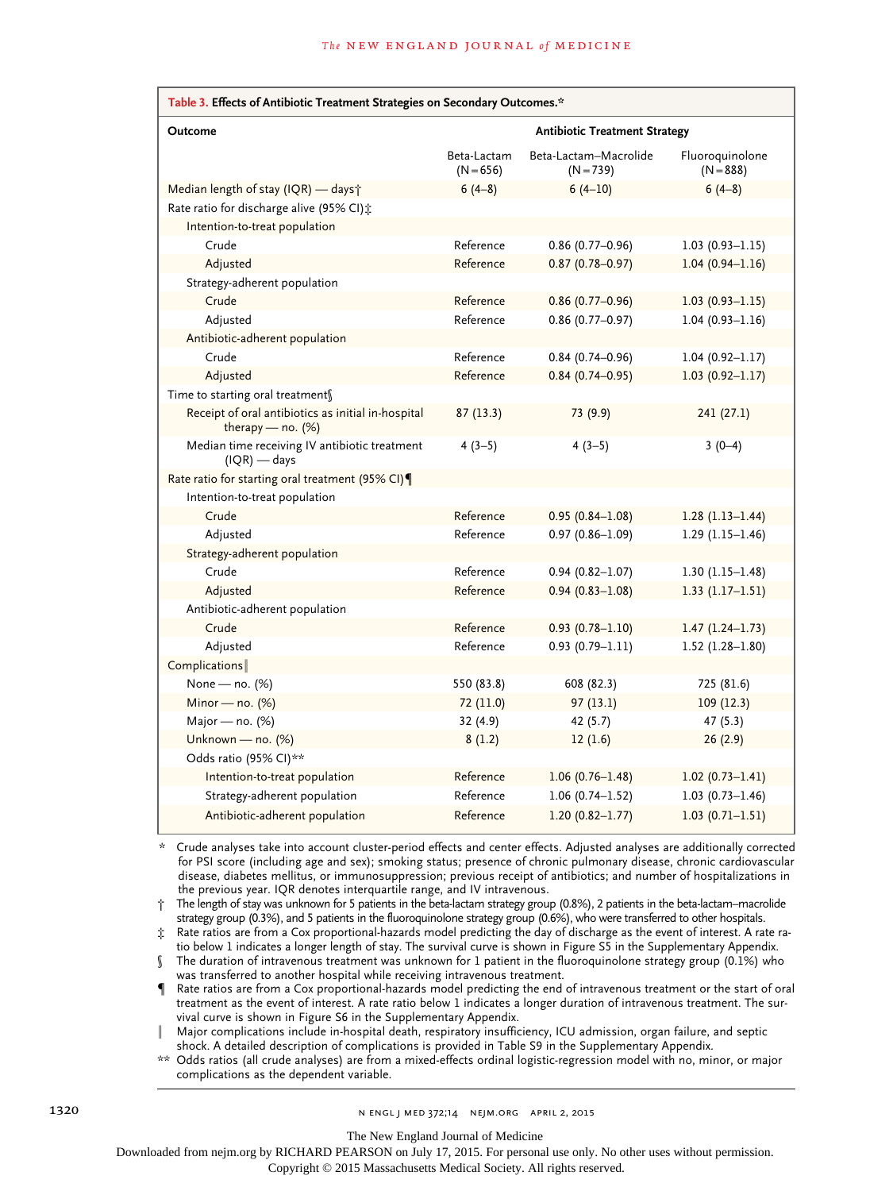**Table 3. Effects of Antibiotic Treatment Strategies on Secondary Outcomes.***

| Outcome | Antibiotic Treatment Strategy | | |
|---|---|---|---|
| | Beta-Lactam (N=656) | Beta-Lactam–Macrolide (N=739) | Fluoroquinolone (N=888) |
| Median length of stay (IQR) — days† | 6 (4–8) | 6 (4–10) | 6 (4–8) |
| Rate ratio for discharge alive (95% CI)‡ | | | |
| Intention-to-treat population | | | |
| Crude | Reference | 0.86 (0.77–0.96) | 1.03 (0.93–1.15) |
| Adjusted | Reference | 0.87 (0.78–0.97) | 1.04 (0.94–1.16) |
| Strategy-adherent population | | | |
| Crude | Reference | 0.86 (0.77–0.96) | 1.03 (0.93–1.15) |
| Adjusted | Reference | 0.86 (0.77–0.97) | 1.04 (0.93–1.16) |
| Antibiotic-adherent population | | | |
| Crude | Reference | 0.84 (0.74–0.96) | 1.04 (0.92–1.17) |
| Adjusted | Reference | 0.84 (0.74–0.95) | 1.03 (0.92–1.17) |
| Time to starting oral treatment§ | | | |
| Receipt of oral antibiotics as initial in-hospital therapy — no. (%) | 87 (13.3) | 73 (9.9) | 241 (27.1) |
| Median time receiving IV antibiotic treatment (IQR) — days | 4 (3–5) | 4 (3–5) | 3 (0–4) |
| Rate ratio for starting oral treatment (95% CI)¶ | | | |
| Intention-to-treat population | | | |
| Crude | Reference | 0.95 (0.84–1.08) | 1.28 (1.13–1.44) |
| Adjusted | Reference | 0.97 (0.86–1.09) | 1.29 (1.15–1.46) |
| Strategy-adherent population | | | |
| Crude | Reference | 0.94 (0.82–1.07) | 1.30 (1.15–1.48) |
| Adjusted | Reference | 0.94 (0.83–1.08) | 1.33 (1.17–1.51) |
| Antibiotic-adherent population | | | |
| Crude | Reference | 0.93 (0.78–1.10) | 1.47 (1.24–1.73) |
| Adjusted | Reference | 0.93 (0.79–1.11) | 1.52 (1.28–1.80) |
| Complications‖ | | | |
| None — no. (%) | 550 (83.8) | 608 (82.3) | 725 (81.6) |
| Minor — no. (%) | 72 (11.0) | 97 (13.1) | 109 (12.3) |
| Major — no. (%) | 32 (4.9) | 42 (5.7) | 47 (5.3) |
| Unknown — no. (%) | 8 (1.2) | 12 (1.6) | 26 (2.9) |
| Odds ratio (95% CI)** | | | |
| Intention-to-treat population | Reference | 1.06 (0.76–1.48) | 1.02 (0.73–1.41) |
| Strategy-adherent population | Reference | 1.06 (0.74–1.52) | 1.03 (0.73–1.46) |
| Antibiotic-adherent population | Reference | 1.20 (0.82–1.77) | 1.03 (0.71–1.51) |

\* Crude analyses take into account cluster-period effects and center effects. Adjusted analyses are additionally corrected for PSI score (including age and sex); smoking status; presence of chronic pulmonary disease, chronic cardiovascular disease, diabetes mellitus, or immunosuppression; previous receipt of antibiotics; and number of hospitalizations in the previous year. IQR denotes interquartile range, and IV intravenous.

† The length of stay was unknown for 5 patients in the beta-lactam strategy group (0.8%), 2 patients in the beta-lactam–macrolide strategy group (0.3%), and 5 patients in the fluoroquinolone strategy group (0.6%), who were transferred to other hospitals.

‡ Rate ratios are from a Cox proportional-hazards model predicting the day of discharge as the event of interest. A rate ratio below 1 indicates a longer length of stay. The survival curve is shown in Figure S5 in the Supplementary Appendix.

§ The duration of intravenous treatment was unknown for 1 patient in the fluoroquinolone strategy group (0.1%) who was transferred to another hospital while receiving intravenous treatment.

¶ Rate ratios are from a Cox proportional-hazards model predicting the end of intravenous treatment or the start of oral treatment as the event of interest. A rate ratio below 1 indicates a longer duration of intravenous treatment. The survival curve is shown in Figure S6 in the Supplementary Appendix.

‖ Major complications include in-hospital death, respiratory insufficiency, ICU admission, organ failure, and septic shock. A detailed description of complications is provided in Table S9 in the Supplementary Appendix.

** Odds ratios (all crude analyses) are from a mixed-effects ordinal logistic-regression model with no, minor, or major complications as the dependent variable.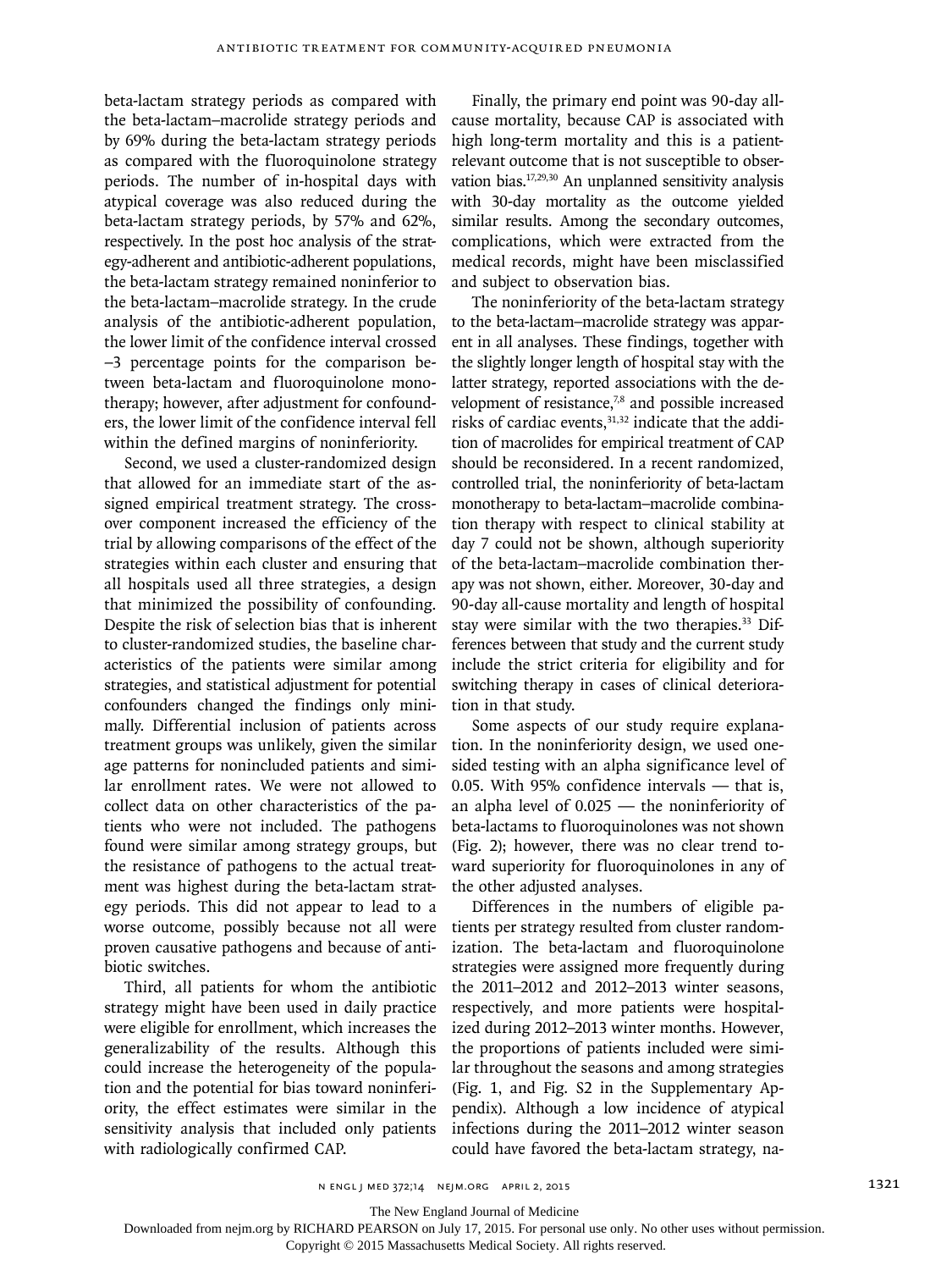beta-lactam strategy periods as compared with the beta-lactam–macrolide strategy periods and by 69% during the beta-lactam strategy periods as compared with the fluoroquinolone strategy periods. The number of in-hospital days with atypical coverage was also reduced during the beta-lactam strategy periods, by 57% and 62%, respectively. In the post hoc analysis of the strategy-adherent and antibiotic-adherent populations, the beta-lactam strategy remained noninferior to the beta-lactam–macrolide strategy. In the crude analysis of the antibiotic-adherent population, the lower limit of the confidence interval crossed −3 percentage points for the comparison between beta-lactam and fluoroquinolone monotherapy; however, after adjustment for confounders, the lower limit of the confidence interval fell within the defined margins of noninferiority.

Second, we used a cluster-randomized design that allowed for an immediate start of the assigned empirical treatment strategy. The crossover component increased the efficiency of the trial by allowing comparisons of the effect of the strategies within each cluster and ensuring that all hospitals used all three strategies, a design that minimized the possibility of confounding. Despite the risk of selection bias that is inherent to cluster-randomized studies, the baseline characteristics of the patients were similar among strategies, and statistical adjustment for potential confounders changed the findings only minimally. Differential inclusion of patients across treatment groups was unlikely, given the similar age patterns for nonincluded patients and similar enrollment rates. We were not allowed to collect data on other characteristics of the patients who were not included. The pathogens found were similar among strategy groups, but the resistance of pathogens to the actual treatment was highest during the beta-lactam strategy periods. This did not appear to lead to a worse outcome, possibly because not all were proven causative pathogens and because of antibiotic switches.

Third, all patients for whom the antibiotic strategy might have been used in daily practice were eligible for enrollment, which increases the generalizability of the results. Although this could increase the heterogeneity of the population and the potential for bias toward noninferiority, the effect estimates were similar in the sensitivity analysis that included only patients with radiologically confirmed CAP.

Finally, the primary end point was 90-day all-cause mortality, because CAP is associated with high long-term mortality and this is a patient-relevant outcome that is not susceptible to observation bias.[17,29,30] An unplanned sensitivity analysis with 30-day mortality as the outcome yielded similar results. Among the secondary outcomes, complications, which were extracted from the medical records, might have been misclassified and subject to observation bias.

The noninferiority of the beta-lactam strategy to the beta-lactam–macrolide strategy was apparent in all analyses. These findings, together with the slightly longer length of hospital stay with the latter strategy, reported associations with the development of resistance,[7,8] and possible increased risks of cardiac events,[31,32] indicate that the addition of macrolides for empirical treatment of CAP should be reconsidered. In a recent randomized, controlled trial, the noninferiority of beta-lactam monotherapy to beta-lactam–macrolide combination therapy with respect to clinical stability at day 7 could not be shown, although superiority of the beta-lactam–macrolide combination therapy was not shown, either. Moreover, 30-day and 90-day all-cause mortality and length of hospital stay were similar with the two therapies.[33] Differences between that study and the current study include the strict criteria for eligibility and for switching therapy in cases of clinical deterioration in that study.

Some aspects of our study require explanation. In the noninferiority design, we used one-sided testing with an alpha significance level of 0.05. With 95% confidence intervals — that is, an alpha level of 0.025 — the noninferiority of beta-lactams to fluoroquinolones was not shown (Fig. 2); however, there was no clear trend toward superiority for fluoroquinolones in any of the other adjusted analyses.

Differences in the numbers of eligible patients per strategy resulted from cluster randomization. The beta-lactam and fluoroquinolone strategies were assigned more frequently during the 2011–2012 and 2012–2013 winter seasons, respectively, and more patients were hospitalized during 2012–2013 winter months. However, the proportions of patients included were similar throughout the seasons and among strategies (Fig. 1, and Fig. S2 in the Supplementary Appendix). Although a low incidence of atypical infections during the 2011–2012 winter season could have favored the beta-lactam strategy, na-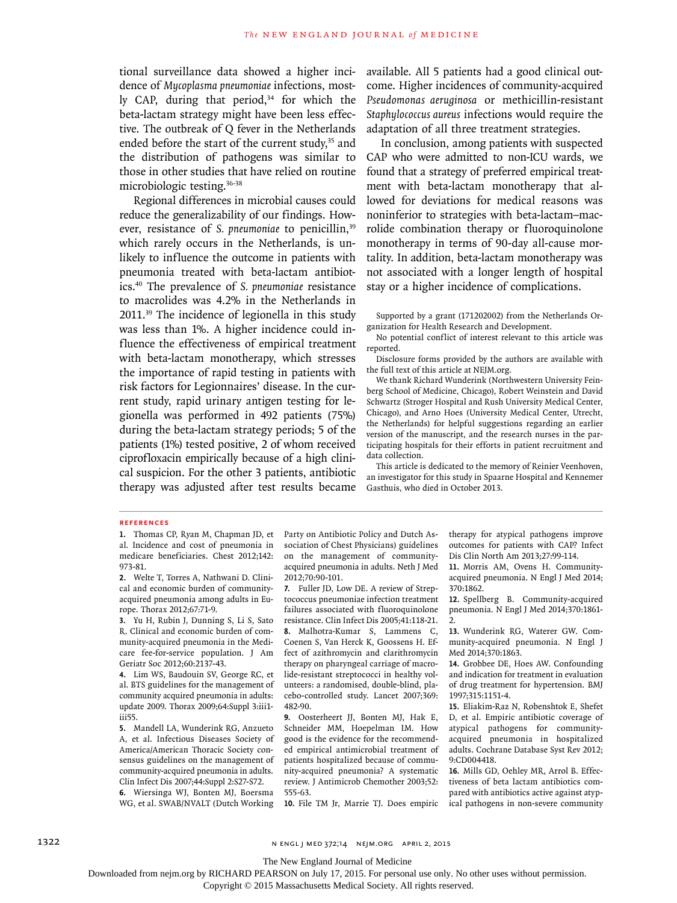tional surveillance data showed a higher incidence of *Mycoplasma pneumoniae* infections, mostly CAP, during that period,[34] for which the beta-lactam strategy might have been less effective. The outbreak of Q fever in the Netherlands ended before the start of the current study,[35] and the distribution of pathogens was similar to those in other studies that have relied on routine microbiologic testing.[36-38]

Regional differences in microbial causes could reduce the generalizability of our findings. However, resistance of *S. pneumoniae* to penicillin,[39] which rarely occurs in the Netherlands, is unlikely to influence the outcome in patients with pneumonia treated with beta-lactam antibiotics.[40] The prevalence of *S. pneumoniae* resistance to macrolides was 4.2% in the Netherlands in 2011.[39] The incidence of legionella in this study was less than 1%. A higher incidence could influence the effectiveness of empirical treatment with beta-lactam monotherapy, which stresses the importance of rapid testing in patients with risk factors for Legionnaires' disease. In the current study, rapid urinary antigen testing for legionella was performed in 492 patients (75%) during the beta-lactam strategy periods; 5 of the patients (1%) tested positive, 2 of whom received ciprofloxacin empirically because of a high clinical suspicion. For the other 3 patients, antibiotic therapy was adjusted after test results became available. All 5 patients had a good clinical outcome. Higher incidences of community-acquired *Pseudomonas aeruginosa* or methicillin-resistant *Staphylococcus aureus* infections would require the adaptation of all three treatment strategies.

In conclusion, among patients with suspected CAP who were admitted to non-ICU wards, we found that a strategy of preferred empirical treatment with beta-lactam monotherapy that allowed for deviations for medical reasons was noninferior to strategies with beta-lactam–macrolide combination therapy or fluoroquinolone monotherapy in terms of 90-day all-cause mortality. In addition, beta-lactam monotherapy was not associated with a longer length of hospital stay or a higher incidence of complications.

Supported by a grant (171202002) from the Netherlands Organization for Health Research and Development.

No potential conflict of interest relevant to this article was reported.

Disclosure forms provided by the authors are available with the full text of this article at NEJM.org.

We thank Richard Wunderink (Northwestern University Feinberg School of Medicine, Chicago), Robert Weinstein and David Schwartz (Stroger Hospital and Rush University Medical Center, Chicago), and Arno Hoes (University Medical Center, Utrecht, the Netherlands) for helpful suggestions regarding an earlier version of the manuscript, and the research nurses in the participating hospitals for their efforts in patient recruitment and data collection.

This article is dedicated to the memory of Reinier Veenhoven, an investigator for this study in Spaarne Hospital and Kennemer Gasthuis, who died in October 2013.

## References

1. Thomas CP, Ryan M, Chapman JD, et al. Incidence and cost of pneumonia in medicare beneficiaries. Chest 2012;142:973-81.
2. Welte T, Torres A, Nathwani D. Clinical and economic burden of community-acquired pneumonia among adults in Europe. Thorax 2012;67:71-9.
3. Yu H, Rubin J, Dunning S, Li S, Sato R. Clinical and economic burden of community-acquired pneumonia in the Medicare fee-for-service population. J Am Geriatr Soc 2012;60:2137-43.
4. Lim WS, Baudouin SV, George RC, et al. BTS guidelines for the management of community acquired pneumonia in adults: update 2009. Thorax 2009;64:Suppl 3:iii1-iii55.
5. Mandell LA, Wunderink RG, Anzueto A, et al. Infectious Diseases Society of America/American Thoracic Society consensus guidelines on the management of community-acquired pneumonia in adults. Clin Infect Dis 2007;44:Suppl 2:S27-S72.
6. Wiersinga WJ, Bonten MJ, Boersma WG, et al. SWAB/NVALT (Dutch Working Party on Antibiotic Policy and Dutch Association of Chest Physicians) guidelines on the management of community-acquired pneumonia in adults. Neth J Med 2012;70:90-101.
7. Fuller JD, Low DE. A review of Streptococcus pneumoniae infection treatment failures associated with fluoroquinolone resistance. Clin Infect Dis 2005;41:118-21.
8. Malhotra-Kumar S, Lammens C, Coenen S, Van Herck K, Goossens H. Effect of azithromycin and clarithromycin therapy on pharyngeal carriage of macrolide-resistant streptococci in healthy volunteers: a randomised, double-blind, placebo-controlled study. Lancet 2007;369:482-90.
9. Oosterheert JJ, Bonten MJ, Hak E, Schneider MM, Hoepelman IM. How good is the evidence for the recommended empirical antimicrobial treatment of patients hospitalized because of community-acquired pneumonia? A systematic review. J Antimicrob Chemother 2003;52:555-63.
10. File TM Jr, Marrie TJ. Does empiric therapy for atypical pathogens improve outcomes for patients with CAP? Infect Dis Clin North Am 2013;27:99-114.
11. Morris AM, Ovens H. Community-acquired pneumonia. N Engl J Med 2014;370:1862.
12. Spellberg B. Community-acquired pneumonia. N Engl J Med 2014;370:1861-2.
13. Wunderink RG, Waterer GW. Community-acquired pneumonia. N Engl J Med 2014;370:1863.
14. Grobbee DE, Hoes AW. Confounding and indication for treatment in evaluation of drug treatment for hypertension. BMJ 1997;315:1151-4.
15. Eliakim-Raz N, Robenshtok E, Shefet D, et al. Empiric antibiotic coverage of atypical pathogens for community-acquired pneumonia in hospitalized adults. Cochrane Database Syst Rev 2012;9:CD004418.
16. Mills GD, Oehley MR, Arrol B. Effectiveness of beta lactam antibiotics compared with antibiotics active against atypical pathogens in non-severe community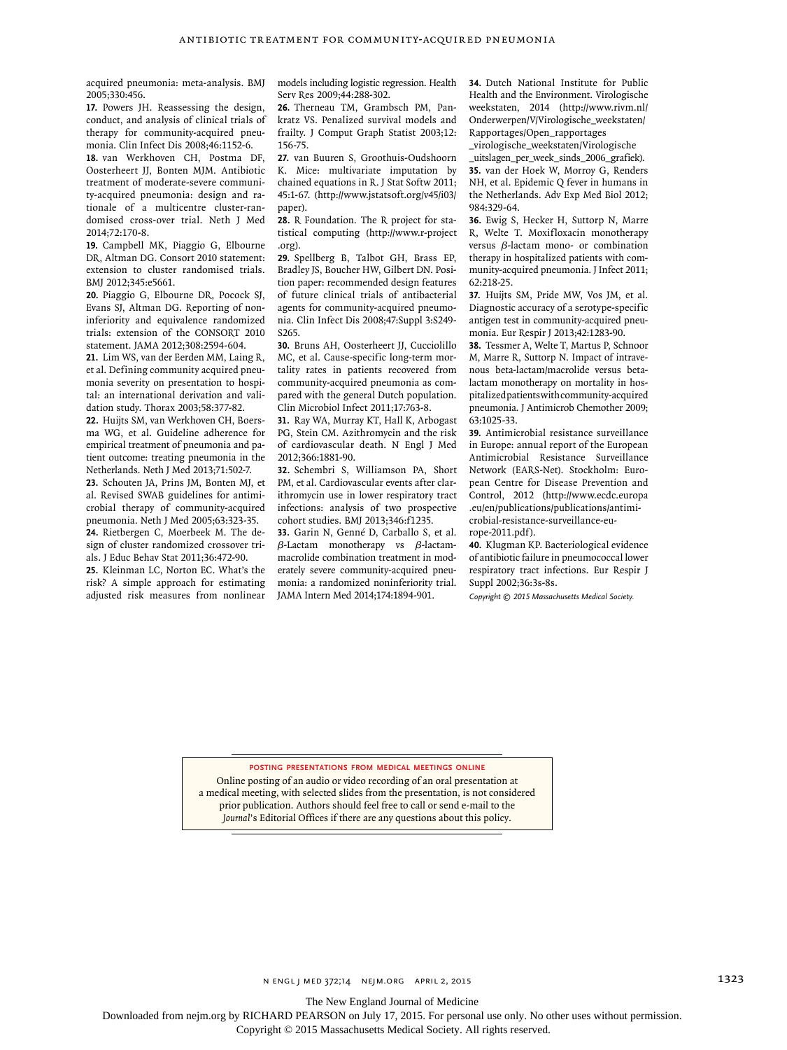acquired pneumonia: meta-analysis. BMJ 2005;330:456.

**17.** Powers JH. Reassessing the design, conduct, and analysis of clinical trials of therapy for community-acquired pneumonia. Clin Infect Dis 2008;46:1152-6.

**18.** van Werkhoven CH, Postma DF, Oosterheert JJ, Bonten MJM. Antibiotic treatment of moderate-severe community-acquired pneumonia: design and rationale of a multicentre cluster-randomised cross-over trial. Neth J Med 2014;72:170-8.

**19.** Campbell MK, Piaggio G, Elbourne DR, Altman DG. Consort 2010 statement: extension to cluster randomised trials. BMJ 2012;345:e5661.

**20.** Piaggio G, Elbourne DR, Pocock SJ, Evans SJ, Altman DG. Reporting of noninferiority and equivalence randomized trials: extension of the CONSORT 2010 statement. JAMA 2012;308:2594-604.

**21.** Lim WS, van der Eerden MM, Laing R, et al. Defining community acquired pneumonia severity on presentation to hospital: an international derivation and validation study. Thorax 2003;58:377-82.

**22.** Huijts SM, van Werkhoven CH, Boersma WG, et al. Guideline adherence for empirical treatment of pneumonia and patient outcome: treating pneumonia in the Netherlands. Neth J Med 2013;71:502-7.

**23.** Schouten JA, Prins JM, Bonten MJ, et al. Revised SWAB guidelines for antimicrobial therapy of community-acquired pneumonia. Neth J Med 2005;63:323-35.

**24.** Rietbergen C, Moerbeek M. The design of cluster randomized crossover trials. J Educ Behav Stat 2011;36:472-90.

**25.** Kleinman LC, Norton EC. What's the risk? A simple approach for estimating adjusted risk measures from nonlinear models including logistic regression. Health Serv Res 2009;44:288-302.

**26.** Therneau TM, Grambsch PM, Pankratz VS. Penalized survival models and frailty. J Comput Graph Statist 2003;12:156-75.

**27.** van Buuren S, Groothuis-Oudshoorn K. Mice: multivariate imputation by chained equations in R. J Stat Softw 2011;45:1-67. (http://www.jstatsoft.org/v45/i03/paper).

**28.** R Foundation. The R project for statistical computing (http://www.r-project.org).

**29.** Spellberg B, Talbot GH, Brass EP, Bradley JS, Boucher HW, Gilbert DN. Position paper: recommended design features of future clinical trials of antibacterial agents for community-acquired pneumonia. Clin Infect Dis 2008;47:Suppl 3:S249-S265.

**30.** Bruns AH, Oosterheert JJ, Cucciolillo MC, et al. Cause-specific long-term mortality rates in patients recovered from community-acquired pneumonia as compared with the general Dutch population. Clin Microbiol Infect 2011;17:763-8.

**31.** Ray WA, Murray KT, Hall K, Arbogast PG, Stein CM. Azithromycin and the risk of cardiovascular death. N Engl J Med 2012;366:1881-90.

**32.** Schembri S, Williamson PA, Short PM, et al. Cardiovascular events after clarithromycin use in lower respiratory tract infections: analysis of two prospective cohort studies. BMJ 2013;346:f1235.

**33.** Garin N, Genné D, Carballo S, et al. β-Lactam monotherapy vs β-lactam-macrolide combination treatment in moderately severe community-acquired pneumonia: a randomized noninferiority trial. JAMA Intern Med 2014;174:1894-901.

**34.** Dutch National Institute for Public Health and the Environment. Virologische weekstaten, 2014 (http://www.rivm.nl/Onderwerpen/V/Virologische_weekstaten/Rapportages/Open_rapportages_virologische_weekstaten/Virologische_uitslagen_per_week_sinds_2006_grafiek).

**35.** van der Hoek W, Morroy G, Renders NH, et al. Epidemic Q fever in humans in the Netherlands. Adv Exp Med Biol 2012;984:329-64.

**36.** Ewig S, Hecker H, Suttorp N, Marre R, Welte T. Moxifloxacin monotherapy versus β-lactam mono- or combination therapy in hospitalized patients with community-acquired pneumonia. J Infect 2011;62:218-25.

**37.** Huijts SM, Pride MW, Vos JM, et al. Diagnostic accuracy of a serotype-specific antigen test in community-acquired pneumonia. Eur Respir J 2013;42:1283-90.

**38.** Tessmer A, Welte T, Martus P, Schnoor M, Marre R, Suttorp N. Impact of intravenous beta-lactam/macrolide versus beta-lactam monotherapy on mortality in hospitalized patients with community-acquired pneumonia. J Antimicrob Chemother 2009;63:1025-33.

**39.** Antimicrobial resistance surveillance in Europe: annual report of the European Antimicrobial Resistance Surveillance Network (EARS-Net). Stockholm: European Centre for Disease Prevention and Control, 2012 (http://www.ecdc.europa.eu/en/publications/publications/antimicrobial-resistance-surveillance-europe-2011.pdf).

**40.** Klugman KP. Bacteriological evidence of antibiotic failure in pneumococcal lower respiratory tract infections. Eur Respir J Suppl 2002;36:3s-8s.

*Copyright © 2015 Massachusetts Medical Society.*

**POSTING PRESENTATIONS FROM MEDICAL MEETINGS ONLINE**

Online posting of an audio or video recording of an oral presentation at a medical meeting, with selected slides from the presentation, is not considered prior publication. Authors should feel free to call or send e-mail to the *Journal*'s Editorial Offices if there are any questions about this policy.